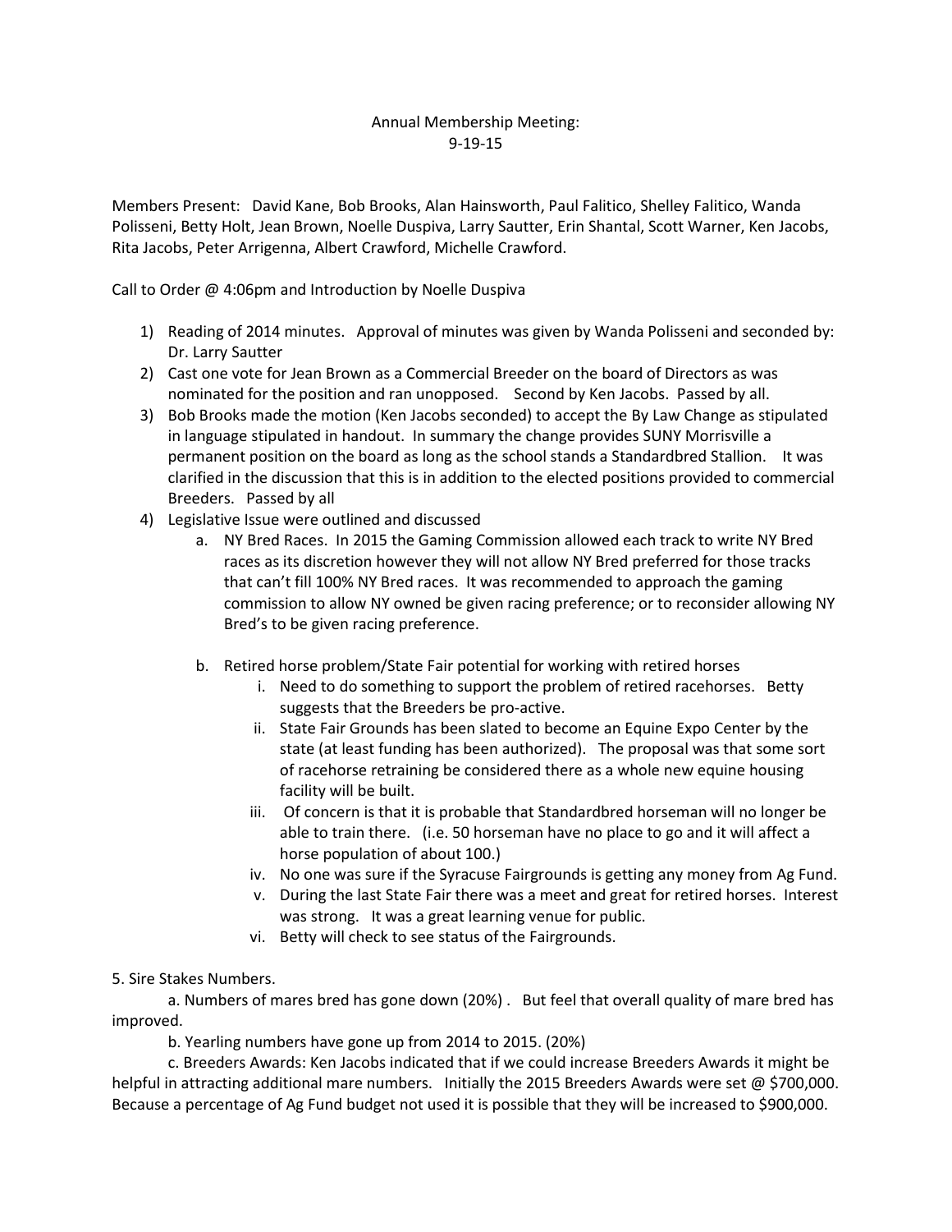# Annual Membership Meeting:
## 9-19-15

Members Present: David Kane, Bob Brooks, Alan Hainsworth, Paul Falitico, Shelley Falitico, Wanda Polisseni, Betty Holt, Jean Brown, Noelle Duspiva, Larry Sautter, Erin Shantal, Scott Warner, Ken Jacobs, Rita Jacobs, Peter Arrigenna, Albert Crawford, Michelle Crawford.

Call to Order @ 4:06pm and Introduction by Noelle Duspiva

1) Reading of 2014 minutes. Approval of minutes was given by Wanda Polisseni and seconded by: Dr. Larry Sautter
2) Cast one vote for Jean Brown as a Commercial Breeder on the board of Directors as was nominated for the position and ran unopposed. Second by Ken Jacobs. Passed by all.
3) Bob Brooks made the motion (Ken Jacobs seconded) to accept the By Law Change as stipulated in language stipulated in handout. In summary the change provides SUNY Morrisville a permanent position on the board as long as the school stands a Standardbred Stallion. It was clarified in the discussion that this is in addition to the elected positions provided to commercial Breeders. Passed by all
4) Legislative Issue were outlined and discussed
    a. NY Bred Races. In 2015 the Gaming Commission allowed each track to write NY Bred races as its discretion however they will not allow NY Bred preferred for those tracks that can't fill 100% NY Bred races. It was recommended to approach the gaming commission to allow NY owned be given racing preference; or to reconsider allowing NY Bred's to be given racing preference.

    b. Retired horse problem/State Fair potential for working with retired horses
        i. Need to do something to support the problem of retired racehorses. Betty suggests that the Breeders be pro-active.
        ii. State Fair Grounds has been slated to become an Equine Expo Center by the state (at least funding has been authorized). The proposal was that some sort of racehorse retraining be considered there as a whole new equine housing facility will be built.
        iii. Of concern is that it is probable that Standardbred horseman will no longer be able to train there. (i.e. 50 horseman have no place to go and it will affect a horse population of about 100.)
        iv. No one was sure if the Syracuse Fairgrounds is getting any money from Ag Fund.
        v. During the last State Fair there was a meet and great for retired horses. Interest was strong. It was a great learning venue for public.
        vi. Betty will check to see status of the Fairgrounds.

5. Sire Stakes Numbers.

a. Numbers of mares bred has gone down (20%) . But feel that overall quality of mare bred has improved.

b. Yearling numbers have gone up from 2014 to 2015. (20%)

c. Breeders Awards: Ken Jacobs indicated that if we could increase Breeders Awards it might be helpful in attracting additional mare numbers. Initially the 2015 Breeders Awards were set @ $700,000. Because a percentage of Ag Fund budget not used it is possible that they will be increased to $900,000.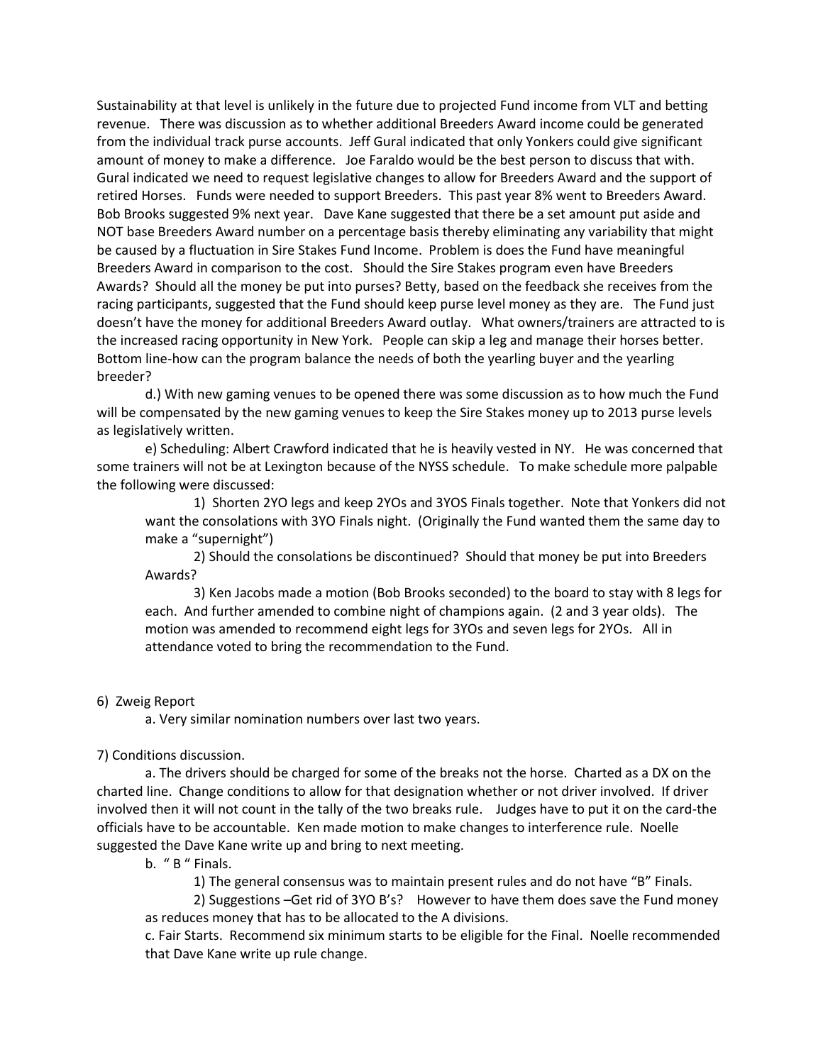Sustainability at that level is unlikely in the future due to projected Fund income from VLT and betting revenue. There was discussion as to whether additional Breeders Award income could be generated from the individual track purse accounts. Jeff Gural indicated that only Yonkers could give significant amount of money to make a difference. Joe Faraldo would be the best person to discuss that with. Gural indicated we need to request legislative changes to allow for Breeders Award and the support of retired Horses. Funds were needed to support Breeders. This past year 8% went to Breeders Award. Bob Brooks suggested 9% next year. Dave Kane suggested that there be a set amount put aside and NOT base Breeders Award number on a percentage basis thereby eliminating any variability that might be caused by a fluctuation in Sire Stakes Fund Income. Problem is does the Fund have meaningful Breeders Award in comparison to the cost. Should the Sire Stakes program even have Breeders Awards? Should all the money be put into purses? Betty, based on the feedback she receives from the racing participants, suggested that the Fund should keep purse level money as they are. The Fund just doesn't have the money for additional Breeders Award outlay. What owners/trainers are attracted to is the increased racing opportunity in New York. People can skip a leg and manage their horses better. Bottom line-how can the program balance the needs of both the yearling buyer and the yearling breeder?

d.) With new gaming venues to be opened there was some discussion as to how much the Fund will be compensated by the new gaming venues to keep the Sire Stakes money up to 2013 purse levels as legislatively written.

e) Scheduling: Albert Crawford indicated that he is heavily vested in NY. He was concerned that some trainers will not be at Lexington because of the NYSS schedule. To make schedule more palpable the following were discussed:

1) Shorten 2YO legs and keep 2YOs and 3YOS Finals together. Note that Yonkers did not want the consolations with 3YO Finals night. (Originally the Fund wanted them the same day to make a "supernight")

2) Should the consolations be discontinued? Should that money be put into Breeders Awards?

3) Ken Jacobs made a motion (Bob Brooks seconded) to the board to stay with 8 legs for each. And further amended to combine night of champions again. (2 and 3 year olds). The motion was amended to recommend eight legs for 3YOs and seven legs for 2YOs. All in attendance voted to bring the recommendation to the Fund.

6) Zweig Report

a. Very similar nomination numbers over last two years.

7) Conditions discussion.

a. The drivers should be charged for some of the breaks not the horse. Charted as a DX on the charted line. Change conditions to allow for that designation whether or not driver involved. If driver involved then it will not count in the tally of the two breaks rule. Judges have to put it on the card-the officials have to be accountable. Ken made motion to make changes to interference rule. Noelle suggested the Dave Kane write up and bring to next meeting.

b. " B " Finals.

1) The general consensus was to maintain present rules and do not have "B" Finals.

2) Suggestions –Get rid of 3YO B's? However to have them does save the Fund money as reduces money that has to be allocated to the A divisions.

c. Fair Starts. Recommend six minimum starts to be eligible for the Final. Noelle recommended that Dave Kane write up rule change.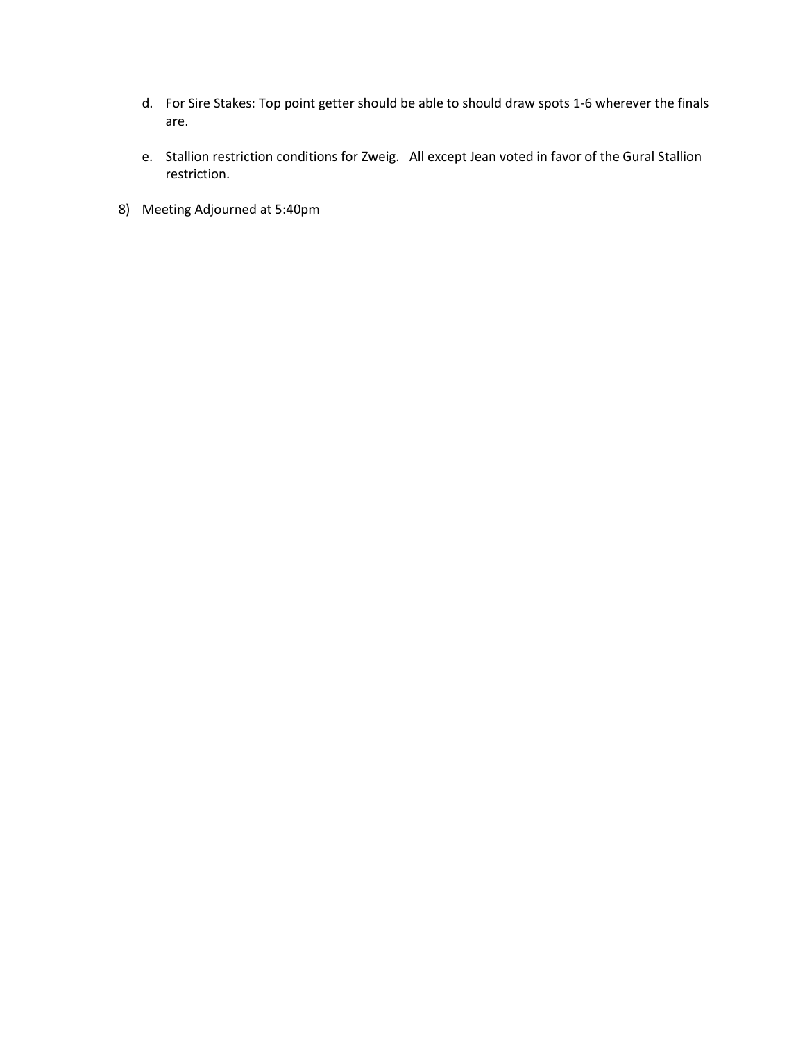d. For Sire Stakes: Top point getter should be able to should draw spots 1-6 wherever the finals are.

e. Stallion restriction conditions for Zweig. All except Jean voted in favor of the Gural Stallion restriction.

8) Meeting Adjourned at 5:40pm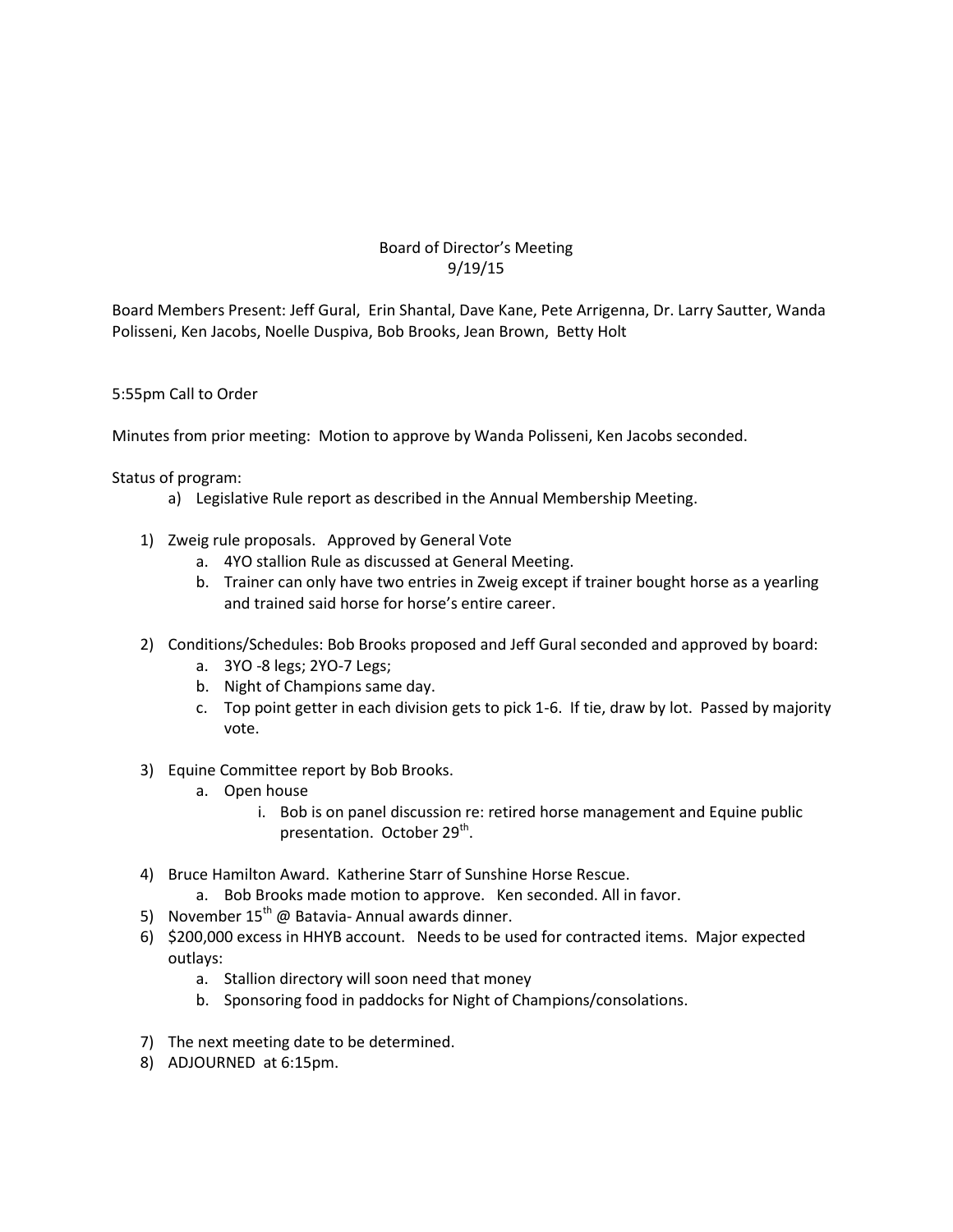# Board of Director's Meeting
9/19/15

Board Members Present: Jeff Gural, Erin Shantal, Dave Kane, Pete Arrigenna, Dr. Larry Sautter, Wanda Polisseni, Ken Jacobs, Noelle Duspiva, Bob Brooks, Jean Brown, Betty Holt

5:55pm Call to Order

Minutes from prior meeting: Motion to approve by Wanda Polisseni, Ken Jacobs seconded.

Status of program:

a) Legislative Rule report as described in the Annual Membership Meeting.

1) Zweig rule proposals. Approved by General Vote
   a. 4YO stallion Rule as discussed at General Meeting.
   b. Trainer can only have two entries in Zweig except if trainer bought horse as a yearling and trained said horse for horse's entire career.

2) Conditions/Schedules: Bob Brooks proposed and Jeff Gural seconded and approved by board:
   a. 3YO -8 legs; 2YO-7 Legs;
   b. Night of Champions same day.
   c. Top point getter in each division gets to pick 1-6. If tie, draw by lot. Passed by majority vote.

3) Equine Committee report by Bob Brooks.
   a. Open house
      i. Bob is on panel discussion re: retired horse management and Equine public presentation. October 29th.

4) Bruce Hamilton Award. Katherine Starr of Sunshine Horse Rescue.
   a. Bob Brooks made motion to approve. Ken seconded. All in favor.

5) November 15th @ Batavia- Annual awards dinner.

6) $200,000 excess in HHYB account. Needs to be used for contracted items. Major expected outlays:
   a. Stallion directory will soon need that money
   b. Sponsoring food in paddocks for Night of Champions/consolations.

7) The next meeting date to be determined.

8) ADJOURNED at 6:15pm.